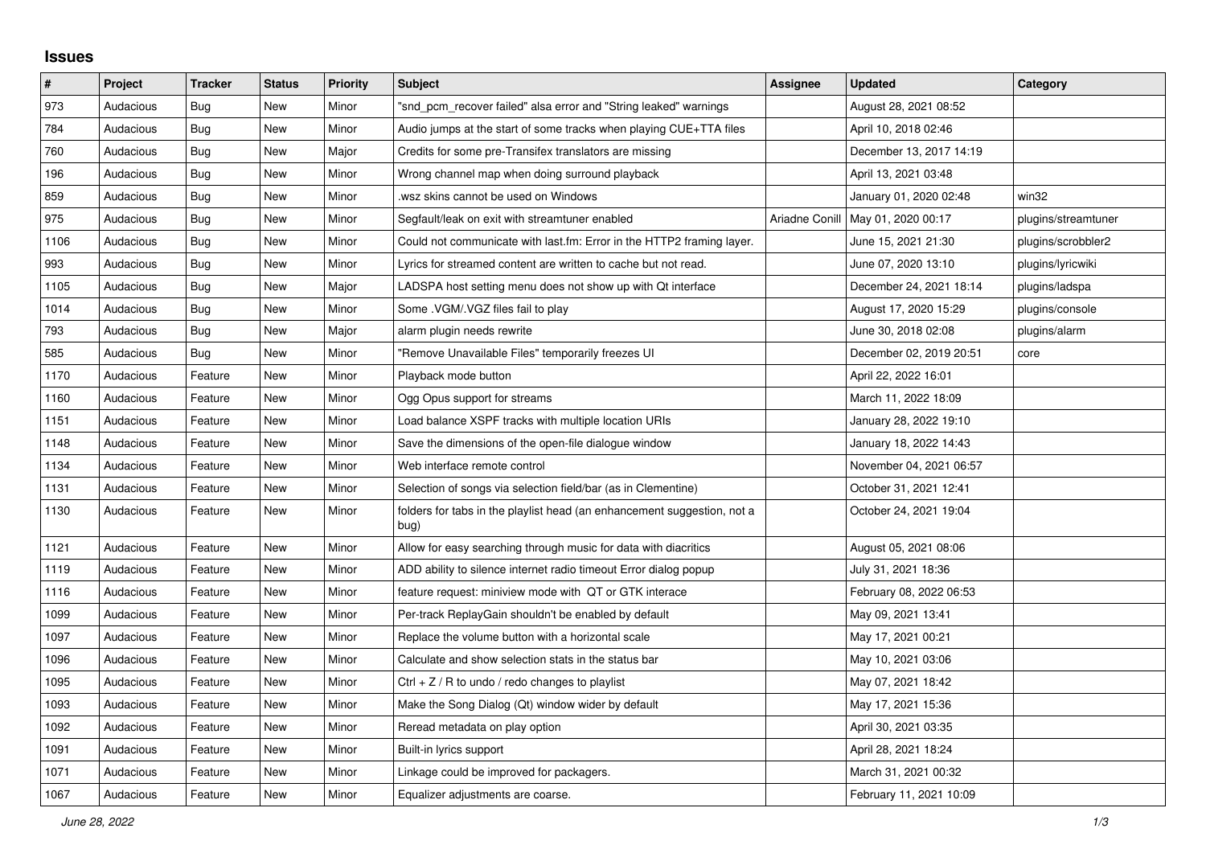## Issues

| # | Project | Tracker | Status | Priority | Subject | Assignee | Updated | Category |
|---|---|---|---|---|---|---|---|---|
| 973 | Audacious | Bug | New | Minor | "snd_pcm_recover failed" alsa error and "String leaked" warnings | | August 28, 2021 08:52 | |
| 784 | Audacious | Bug | New | Minor | Audio jumps at the start of some tracks when playing CUE+TTA files | | April 10, 2018 02:46 | |
| 760 | Audacious | Bug | New | Major | Credits for some pre-Transifex translators are missing | | December 13, 2017 14:19 | |
| 196 | Audacious | Bug | New | Minor | Wrong channel map when doing surround playback | | April 13, 2021 03:48 | |
| 859 | Audacious | Bug | New | Minor | .wsz skins cannot be used on Windows | | January 01, 2020 02:48 | win32 |
| 975 | Audacious | Bug | New | Minor | Segfault/leak on exit with streamtuner enabled | Ariadne Conill | May 01, 2020 00:17 | plugins/streamtuner |
| 1106 | Audacious | Bug | New | Minor | Could not communicate with last.fm: Error in the HTTP2 framing layer. | | June 15, 2021 21:30 | plugins/scrobbler2 |
| 993 | Audacious | Bug | New | Minor | Lyrics for streamed content are written to cache but not read. | | June 07, 2020 13:10 | plugins/lyricwiki |
| 1105 | Audacious | Bug | New | Major | LADSPA host setting menu does not show up with Qt interface | | December 24, 2021 18:14 | plugins/ladspa |
| 1014 | Audacious | Bug | New | Minor | Some .VGM/.VGZ files fail to play | | August 17, 2020 15:29 | plugins/console |
| 793 | Audacious | Bug | New | Major | alarm plugin needs rewrite | | June 30, 2018 02:08 | plugins/alarm |
| 585 | Audacious | Bug | New | Minor | "Remove Unavailable Files" temporarily freezes UI | | December 02, 2019 20:51 | core |
| 1170 | Audacious | Feature | New | Minor | Playback mode button | | April 22, 2022 16:01 | |
| 1160 | Audacious | Feature | New | Minor | Ogg Opus support for streams | | March 11, 2022 18:09 | |
| 1151 | Audacious | Feature | New | Minor | Load balance XSPF tracks with multiple location URIs | | January 28, 2022 19:10 | |
| 1148 | Audacious | Feature | New | Minor | Save the dimensions of the open-file dialogue window | | January 18, 2022 14:43 | |
| 1134 | Audacious | Feature | New | Minor | Web interface remote control | | November 04, 2021 06:57 | |
| 1131 | Audacious | Feature | New | Minor | Selection of songs via selection field/bar (as in Clementine) | | October 31, 2021 12:41 | |
| 1130 | Audacious | Feature | New | Minor | folders for tabs in the playlist head (an enhancement suggestion, not a bug) | | October 24, 2021 19:04 | |
| 1121 | Audacious | Feature | New | Minor | Allow for easy searching through music for data with diacritics | | August 05, 2021 08:06 | |
| 1119 | Audacious | Feature | New | Minor | ADD ability to silence internet radio timeout Error dialog popup | | July 31, 2021 18:36 | |
| 1116 | Audacious | Feature | New | Minor | feature request: miniview mode with QT or GTK interace | | February 08, 2022 06:53 | |
| 1099 | Audacious | Feature | New | Minor | Per-track ReplayGain shouldn't be enabled by default | | May 09, 2021 13:41 | |
| 1097 | Audacious | Feature | New | Minor | Replace the volume button with a horizontal scale | | May 17, 2021 00:21 | |
| 1096 | Audacious | Feature | New | Minor | Calculate and show selection stats in the status bar | | May 10, 2021 03:06 | |
| 1095 | Audacious | Feature | New | Minor | Ctrl + Z / R to undo / redo changes to playlist | | May 07, 2021 18:42 | |
| 1093 | Audacious | Feature | New | Minor | Make the Song Dialog (Qt) window wider by default | | May 17, 2021 15:36 | |
| 1092 | Audacious | Feature | New | Minor | Reread metadata on play option | | April 30, 2021 03:35 | |
| 1091 | Audacious | Feature | New | Minor | Built-in lyrics support | | April 28, 2021 18:24 | |
| 1071 | Audacious | Feature | New | Minor | Linkage could be improved for packagers. | | March 31, 2021 00:32 | |
| 1067 | Audacious | Feature | New | Minor | Equalizer adjustments are coarse. | | February 11, 2021 10:09 | |

*June 28, 2022*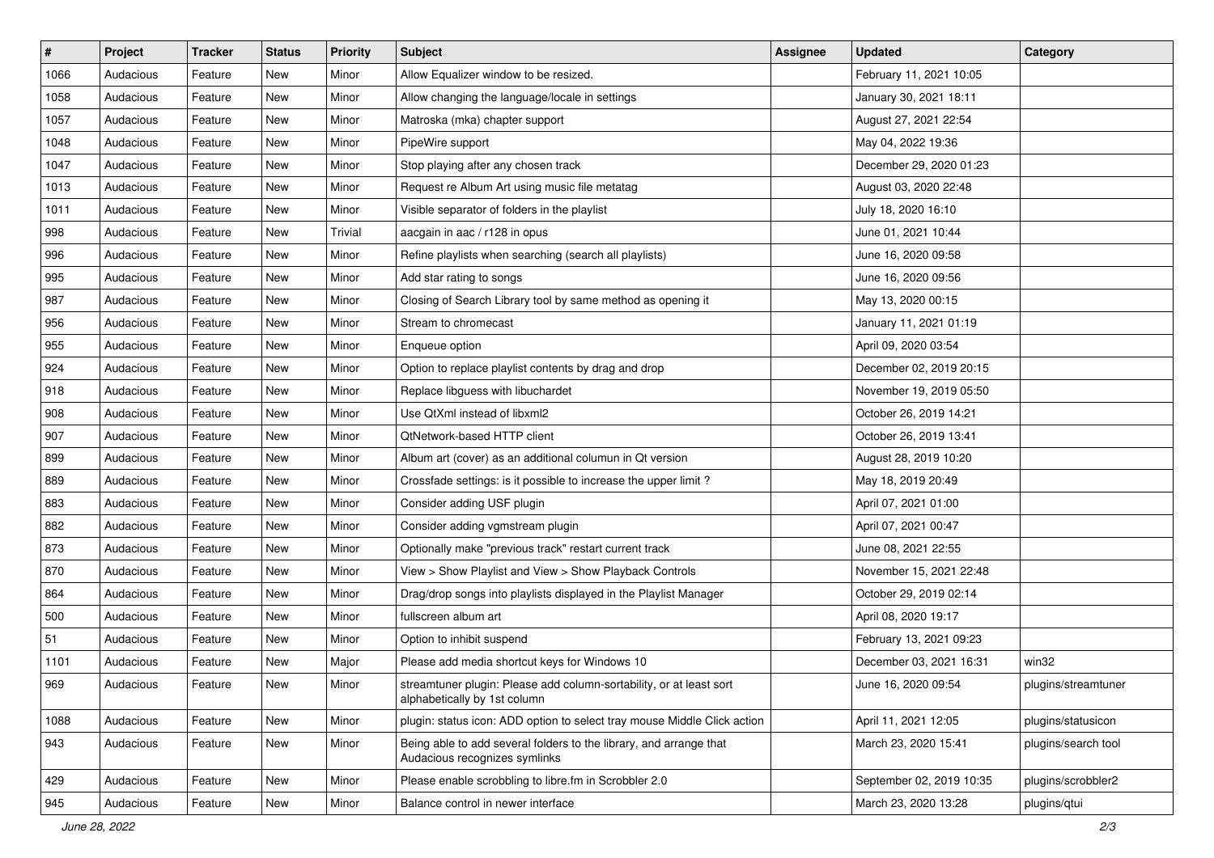| # | Project | Tracker | Status | Priority | Subject | Assignee | Updated | Category |
|---|---|---|---|---|---|---|---|---|
| 1066 | Audacious | Feature | New | Minor | Allow Equalizer window to be resized. | | February 11, 2021 10:05 | |
| 1058 | Audacious | Feature | New | Minor | Allow changing the language/locale in settings | | January 30, 2021 18:11 | |
| 1057 | Audacious | Feature | New | Minor | Matroska (mka) chapter support | | August 27, 2021 22:54 | |
| 1048 | Audacious | Feature | New | Minor | PipeWire support | | May 04, 2022 19:36 | |
| 1047 | Audacious | Feature | New | Minor | Stop playing after any chosen track | | December 29, 2020 01:23 | |
| 1013 | Audacious | Feature | New | Minor | Request re Album Art using music file metatag | | August 03, 2020 22:48 | |
| 1011 | Audacious | Feature | New | Minor | Visible separator of folders in the playlist | | July 18, 2020 16:10 | |
| 998 | Audacious | Feature | New | Trivial | aacgain in aac / r128 in opus | | June 01, 2021 10:44 | |
| 996 | Audacious | Feature | New | Minor | Refine playlists when searching (search all playlists) | | June 16, 2020 09:58 | |
| 995 | Audacious | Feature | New | Minor | Add star rating to songs | | June 16, 2020 09:56 | |
| 987 | Audacious | Feature | New | Minor | Closing of Search Library tool by same method as opening it | | May 13, 2020 00:15 | |
| 956 | Audacious | Feature | New | Minor | Stream to chromecast | | January 11, 2021 01:19 | |
| 955 | Audacious | Feature | New | Minor | Enqueue option | | April 09, 2020 03:54 | |
| 924 | Audacious | Feature | New | Minor | Option to replace playlist contents by drag and drop | | December 02, 2019 20:15 | |
| 918 | Audacious | Feature | New | Minor | Replace libguess with libuchardet | | November 19, 2019 05:50 | |
| 908 | Audacious | Feature | New | Minor | Use QtXml instead of libxml2 | | October 26, 2019 14:21 | |
| 907 | Audacious | Feature | New | Minor | QtNetwork-based HTTP client | | October 26, 2019 13:41 | |
| 899 | Audacious | Feature | New | Minor | Album art (cover) as an additional columun in Qt version | | August 28, 2019 10:20 | |
| 889 | Audacious | Feature | New | Minor | Crossfade settings: is it possible to increase the upper limit ? | | May 18, 2019 20:49 | |
| 883 | Audacious | Feature | New | Minor | Consider adding USF plugin | | April 07, 2021 01:00 | |
| 882 | Audacious | Feature | New | Minor | Consider adding vgmstream plugin | | April 07, 2021 00:47 | |
| 873 | Audacious | Feature | New | Minor | Optionally make "previous track" restart current track | | June 08, 2021 22:55 | |
| 870 | Audacious | Feature | New | Minor | View > Show Playlist and View > Show Playback Controls | | November 15, 2021 22:48 | |
| 864 | Audacious | Feature | New | Minor | Drag/drop songs into playlists displayed in the Playlist Manager | | October 29, 2019 02:14 | |
| 500 | Audacious | Feature | New | Minor | fullscreen album art | | April 08, 2020 19:17 | |
| 51 | Audacious | Feature | New | Minor | Option to inhibit suspend | | February 13, 2021 09:23 | |
| 1101 | Audacious | Feature | New | Major | Please add media shortcut keys for Windows 10 | | December 03, 2021 16:31 | win32 |
| 969 | Audacious | Feature | New | Minor | streamtuner plugin: Please add column-sortability, or at least sort alphabetically by 1st column | | June 16, 2020 09:54 | plugins/streamtuner |
| 1088 | Audacious | Feature | New | Minor | plugin: status icon: ADD option to select tray mouse Middle Click action | | April 11, 2021 12:05 | plugins/statusicon |
| 943 | Audacious | Feature | New | Minor | Being able to add several folders to the library, and arrange that Audacious recognizes symlinks | | March 23, 2020 15:41 | plugins/search tool |
| 429 | Audacious | Feature | New | Minor | Please enable scrobbling to libre.fm in Scrobbler 2.0 | | September 02, 2019 10:35 | plugins/scrobbler2 |
| 945 | Audacious | Feature | New | Minor | Balance control in newer interface | | March 23, 2020 13:28 | plugins/qtui |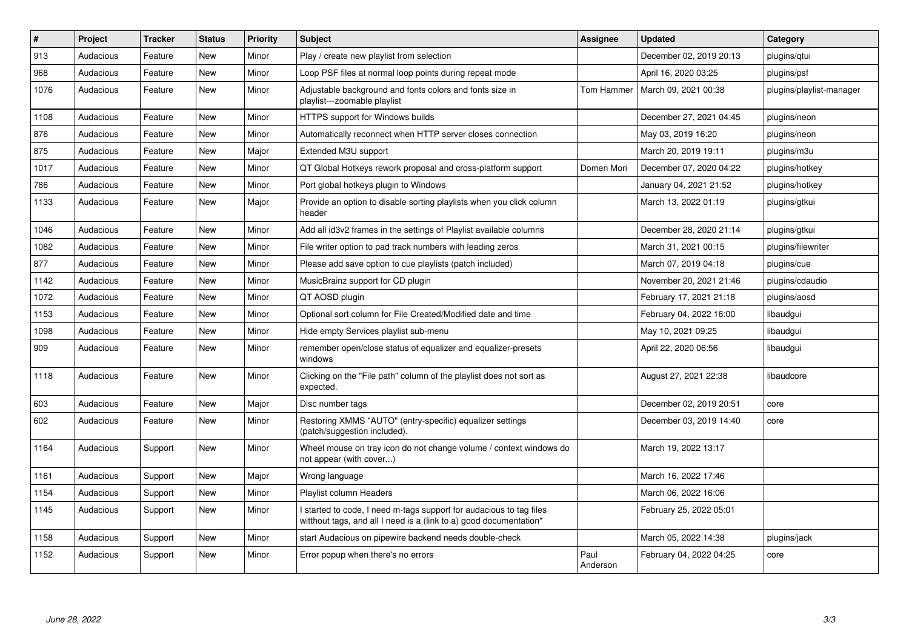| # | Project | Tracker | Status | Priority | Subject | Assignee | Updated | Category |
|---|---|---|---|---|---|---|---|---|
| 913 | Audacious | Feature | New | Minor | Play / create new playlist from selection | | December 02, 2019 20:13 | plugins/qtui |
| 968 | Audacious | Feature | New | Minor | Loop PSF files at normal loop points during repeat mode | | April 16, 2020 03:25 | plugins/psf |
| 1076 | Audacious | Feature | New | Minor | Adjustable background and fonts colors and fonts size in playlist---zoomable playlist | Tom Hammer | March 09, 2021 00:38 | plugins/playlist-manager |
| 1108 | Audacious | Feature | New | Minor | HTTPS support for Windows builds | | December 27, 2021 04:45 | plugins/neon |
| 876 | Audacious | Feature | New | Minor | Automatically reconnect when HTTP server closes connection | | May 03, 2019 16:20 | plugins/neon |
| 875 | Audacious | Feature | New | Major | Extended M3U support | | March 20, 2019 19:11 | plugins/m3u |
| 1017 | Audacious | Feature | New | Minor | QT Global Hotkeys rework proposal and cross-platform support | Domen Mori | December 07, 2020 04:22 | plugins/hotkey |
| 786 | Audacious | Feature | New | Minor | Port global hotkeys plugin to Windows | | January 04, 2021 21:52 | plugins/hotkey |
| 1133 | Audacious | Feature | New | Major | Provide an option to disable sorting playlists when you click column header | | March 13, 2022 01:19 | plugins/gtkui |
| 1046 | Audacious | Feature | New | Minor | Add all id3v2 frames in the settings of Playlist available columns | | December 28, 2020 21:14 | plugins/gtkui |
| 1082 | Audacious | Feature | New | Minor | File writer option to pad track numbers with leading zeros | | March 31, 2021 00:15 | plugins/filewriter |
| 877 | Audacious | Feature | New | Minor | Please add save option to cue playlists (patch included) | | March 07, 2019 04:18 | plugins/cue |
| 1142 | Audacious | Feature | New | Minor | MusicBrainz support for CD plugin | | November 20, 2021 21:46 | plugins/cdaudio |
| 1072 | Audacious | Feature | New | Minor | QT AOSD plugin | | February 17, 2021 21:18 | plugins/aosd |
| 1153 | Audacious | Feature | New | Minor | Optional sort column for File Created/Modified date and time | | February 04, 2022 16:00 | libaudgui |
| 1098 | Audacious | Feature | New | Minor | Hide empty Services playlist sub-menu | | May 10, 2021 09:25 | libaudgui |
| 909 | Audacious | Feature | New | Minor | remember open/close status of equalizer and equalizer-presets windows | | April 22, 2020 06:56 | libaudgui |
| 1118 | Audacious | Feature | New | Minor | Clicking on the "File path" column of the playlist does not sort as expected. | | August 27, 2021 22:38 | libaudcore |
| 603 | Audacious | Feature | New | Major | Disc number tags | | December 02, 2019 20:51 | core |
| 602 | Audacious | Feature | New | Minor | Restoring XMMS "AUTO" (entry-specific) equalizer settings (patch/suggestion included). | | December 03, 2019 14:40 | core |
| 1164 | Audacious | Support | New | Minor | Wheel mouse on tray icon do not change volume / context windows do not appear (with cover...) | | March 19, 2022 13:17 | |
| 1161 | Audacious | Support | New | Major | Wrong language | | March 16, 2022 17:46 | |
| 1154 | Audacious | Support | New | Minor | Playlist column Headers | | March 06, 2022 16:06 | |
| 1145 | Audacious | Support | New | Minor | I started to code, I need m-tags support for audacious to tag files witthout tags, and all I need is a (link to a) good documentation* | | February 25, 2022 05:01 | |
| 1158 | Audacious | Support | New | Minor | start Audacious on pipewire backend needs double-check | | March 05, 2022 14:38 | plugins/jack |
| 1152 | Audacious | Support | New | Minor | Error popup when there's no errors | Paul Anderson | February 04, 2022 04:25 | core |